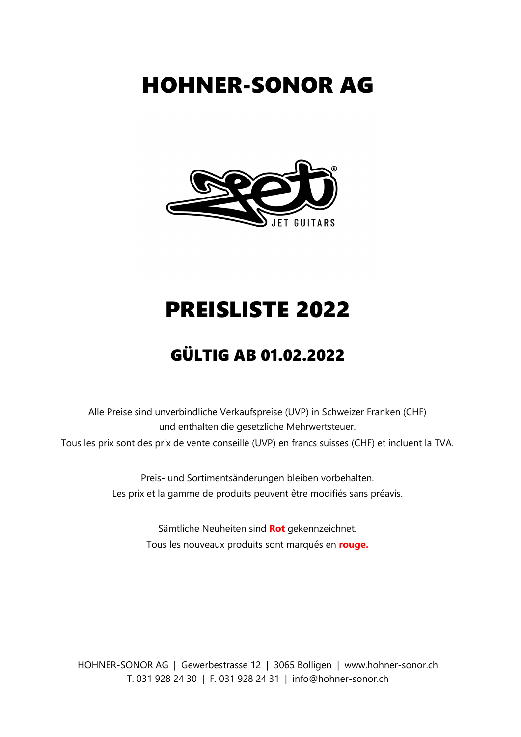# HOHNER-SONOR AG

JET GUITARS

# PREISLISTE 2022

## GÜLTIG AB 01.02.2022

Alle Preise sind unverbindliche Verkaufspreise (UVP) in Schweizer Franken (CHF)
und enthalten die gesetzliche Mehrwertsteuer.
Tous les prix sont des prix de vente conseillé (UVP) en francs suisses (CHF) et incluent la TVA.

Preis- und Sortimentsänderungen bleiben vorbehalten.
Les prix et la gamme de produits peuvent être modifiés sans préavis.

Sämtliche Neuheiten sind **Rot** gekennzeichnet.
Tous les nouveaux produits sont marqués en **rouge.**

HOHNER-SONOR AG | Gewerbestrasse 12 | 3065 Bolligen | www.hohner-sonor.ch
T. 031 928 24 30 | F. 031 928 24 31 | info@hohner-sonor.ch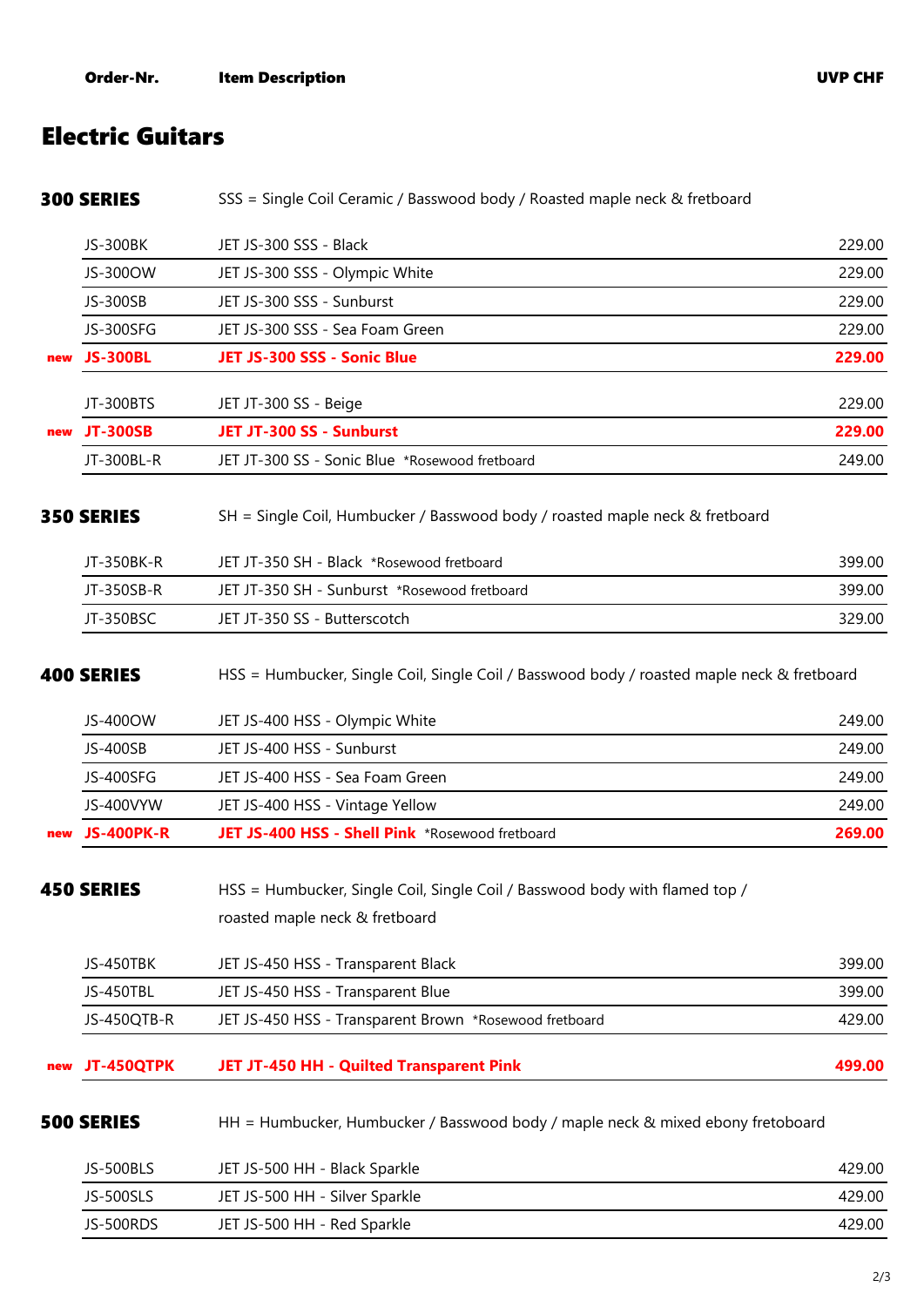| Order-Nr. | Item Description | UVP CHF |
|---|---|---|

# Electric Guitars

## 300 SERIES

SSS = Single Coil Ceramic / Basswood body / Roasted maple neck & fretboard

| | Order-Nr. | Item Description | UVP CHF |
|---|---|---|---|
| | JS-300BK | JET JS-300 SSS - Black | 229.00 |
| | JS-300OW | JET JS-300 SSS - Olympic White | 229.00 |
| | JS-300SB | JET JS-300 SSS - Sunburst | 229.00 |
| | JS-300SFG | JET JS-300 SSS - Sea Foam Green | 229.00 |
| **new** | **JS-300BL** | **JET JS-300 SSS - Sonic Blue** | **229.00** |
| | JT-300BTS | JET JT-300 SS - Beige | 229.00 |
| **new** | **JT-300SB** | **JET JT-300 SS - Sunburst** | **229.00** |
| | JT-300BL-R | JET JT-300 SS - Sonic Blue *Rosewood fretboard | 249.00 |

## 350 SERIES

SH = Single Coil, Humbucker / Basswood body / roasted maple neck & fretboard

| | Order-Nr. | Item Description | UVP CHF |
|---|---|---|---|
| | JT-350BK-R | JET JT-350 SH - Black *Rosewood fretboard | 399.00 |
| | JT-350SB-R | JET JT-350 SH - Sunburst *Rosewood fretboard | 399.00 |
| | JT-350BSC | JET JT-350 SS - Butterscotch | 329.00 |

## 400 SERIES

HSS = Humbucker, Single Coil, Single Coil / Basswood body / roasted maple neck & fretboard

| | Order-Nr. | Item Description | UVP CHF |
|---|---|---|---|
| | JS-400OW | JET JS-400 HSS - Olympic White | 249.00 |
| | JS-400SB | JET JS-400 HSS - Sunburst | 249.00 |
| | JS-400SFG | JET JS-400 HSS - Sea Foam Green | 249.00 |
| | JS-400VYW | JET JS-400 HSS - Vintage Yellow | 249.00 |
| **new** | **JS-400PK-R** | **JET JS-400 HSS - Shell Pink** *Rosewood fretboard | **269.00** |

## 450 SERIES

HSS = Humbucker, Single Coil, Single Coil / Basswood body with flamed top / roasted maple neck & fretboard

| | Order-Nr. | Item Description | UVP CHF |
|---|---|---|---|
| | JS-450TBK | JET JS-450 HSS - Transparent Black | 399.00 |
| | JS-450TBL | JET JS-450 HSS - Transparent Blue | 399.00 |
| | JS-450QTB-R | JET JS-450 HSS - Transparent Brown *Rosewood fretboard | 429.00 |
| **new** | **JT-450QTPK** | **JET JT-450 HH - Quilted Transparent Pink** | **499.00** |

## 500 SERIES

HH = Humbucker, Humbucker / Basswood body / maple neck & mixed ebony fretoboard

| | Order-Nr. | Item Description | UVP CHF |
|---|---|---|---|
| | JS-500BLS | JET JS-500 HH - Black Sparkle | 429.00 |
| | JS-500SLS | JET JS-500 HH - Silver Sparkle | 429.00 |
| | JS-500RDS | JET JS-500 HH - Red Sparkle | 429.00 |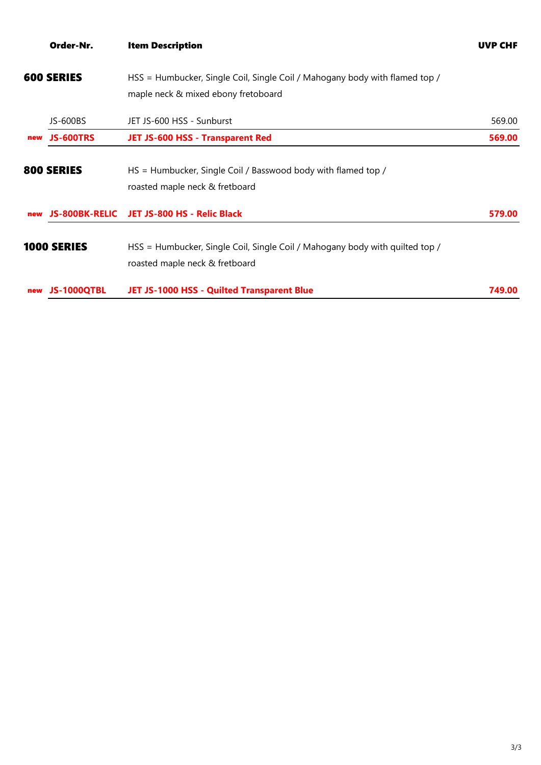| | Order-Nr. | Item Description | UVP CHF |
|---|---|---|---|
| | **600 SERIES** | HSS = Humbucker, Single Coil, Single Coil / Mahogany body with flamed top / maple neck & mixed ebony fretoboard | |
| | JS-600BS | JET JS-600 HSS - Sunburst | 569.00 |
| **new** | **JS-600TRS** | **JET JS-600 HSS - Transparent Red** | **569.00** |
| | **800 SERIES** | HS = Humbucker, Single Coil / Basswood body with flamed top / roasted maple neck & fretboard | |
| **new** | **JS-800BK-RELIC** | **JET JS-800 HS - Relic Black** | **579.00** |
| | **1000 SERIES** | HSS = Humbucker, Single Coil, Single Coil / Mahogany body with quilted top / roasted maple neck & fretboard | |
| **new** | **JS-1000QTBL** | **JET JS-1000 HSS - Quilted Transparent Blue** | **749.00** |